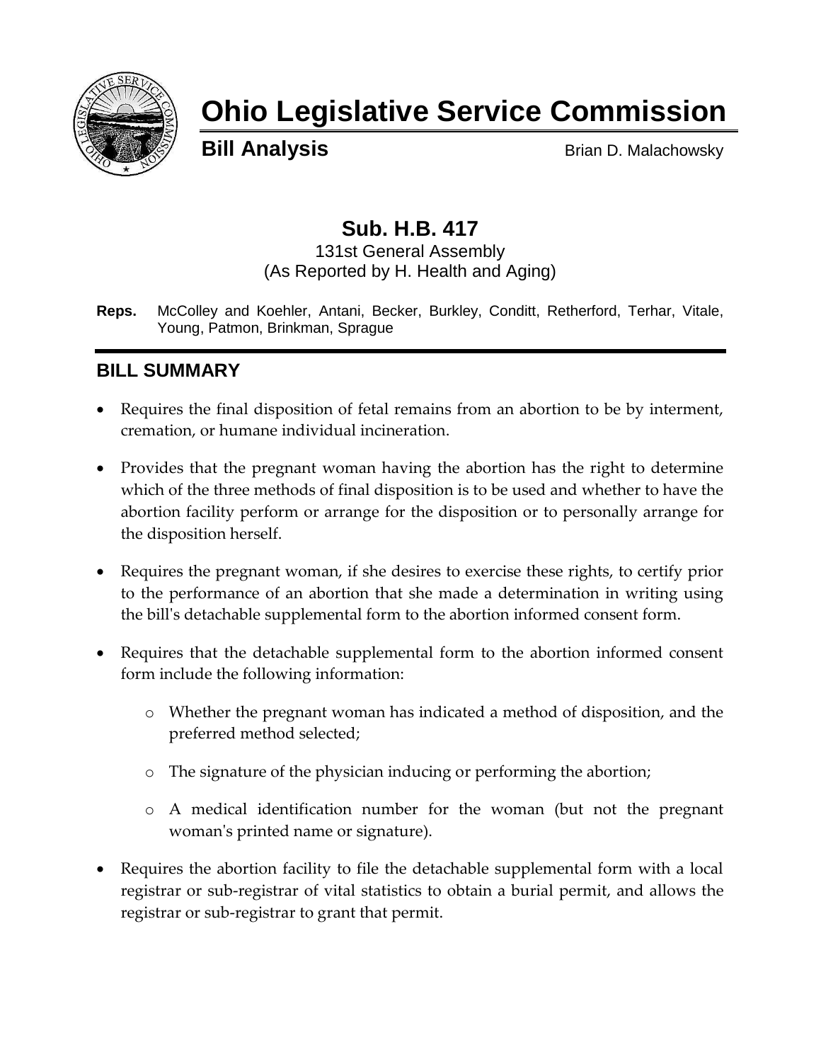# Ohio Legislative Service Commission

**Bill Analysis** Brian D. Malachowsky

## Sub. H.B. 417

131st General Assembly
(As Reported by H. Health and Aging)

**Reps.** McColley and Koehler, Antani, Becker, Burkley, Conditt, Retherford, Terhar, Vitale, Young, Patmon, Brinkman, Sprague

## BILL SUMMARY

- Requires the final disposition of fetal remains from an abortion to be by interment, cremation, or humane individual incineration.
- Provides that the pregnant woman having the abortion has the right to determine which of the three methods of final disposition is to be used and whether to have the abortion facility perform or arrange for the disposition or to personally arrange for the disposition herself.
- Requires the pregnant woman, if she desires to exercise these rights, to certify prior to the performance of an abortion that she made a determination in writing using the bill's detachable supplemental form to the abortion informed consent form.
- Requires that the detachable supplemental form to the abortion informed consent form include the following information:
  - Whether the pregnant woman has indicated a method of disposition, and the preferred method selected;
  - The signature of the physician inducing or performing the abortion;
  - A medical identification number for the woman (but not the pregnant woman's printed name or signature).
- Requires the abortion facility to file the detachable supplemental form with a local registrar or sub-registrar of vital statistics to obtain a burial permit, and allows the registrar or sub-registrar to grant that permit.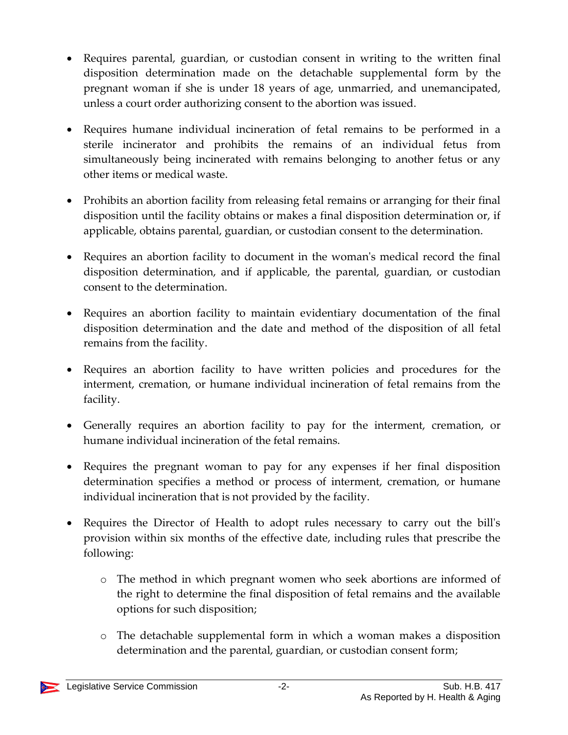- Requires parental, guardian, or custodian consent in writing to the written final disposition determination made on the detachable supplemental form by the pregnant woman if she is under 18 years of age, unmarried, and unemancipated, unless a court order authorizing consent to the abortion was issued.

- Requires humane individual incineration of fetal remains to be performed in a sterile incinerator and prohibits the remains of an individual fetus from simultaneously being incinerated with remains belonging to another fetus or any other items or medical waste.

- Prohibits an abortion facility from releasing fetal remains or arranging for their final disposition until the facility obtains or makes a final disposition determination or, if applicable, obtains parental, guardian, or custodian consent to the determination.

- Requires an abortion facility to document in the woman's medical record the final disposition determination, and if applicable, the parental, guardian, or custodian consent to the determination.

- Requires an abortion facility to maintain evidentiary documentation of the final disposition determination and the date and method of the disposition of all fetal remains from the facility.

- Requires an abortion facility to have written policies and procedures for the interment, cremation, or humane individual incineration of fetal remains from the facility.

- Generally requires an abortion facility to pay for the interment, cremation, or humane individual incineration of the fetal remains.

- Requires the pregnant woman to pay for any expenses if her final disposition determination specifies a method or process of interment, cremation, or humane individual incineration that is not provided by the facility.

- Requires the Director of Health to adopt rules necessary to carry out the bill's provision within six months of the effective date, including rules that prescribe the following:

  - The method in which pregnant women who seek abortions are informed of the right to determine the final disposition of fetal remains and the available options for such disposition;

  - The detachable supplemental form in which a woman makes a disposition determination and the parental, guardian, or custodian consent form;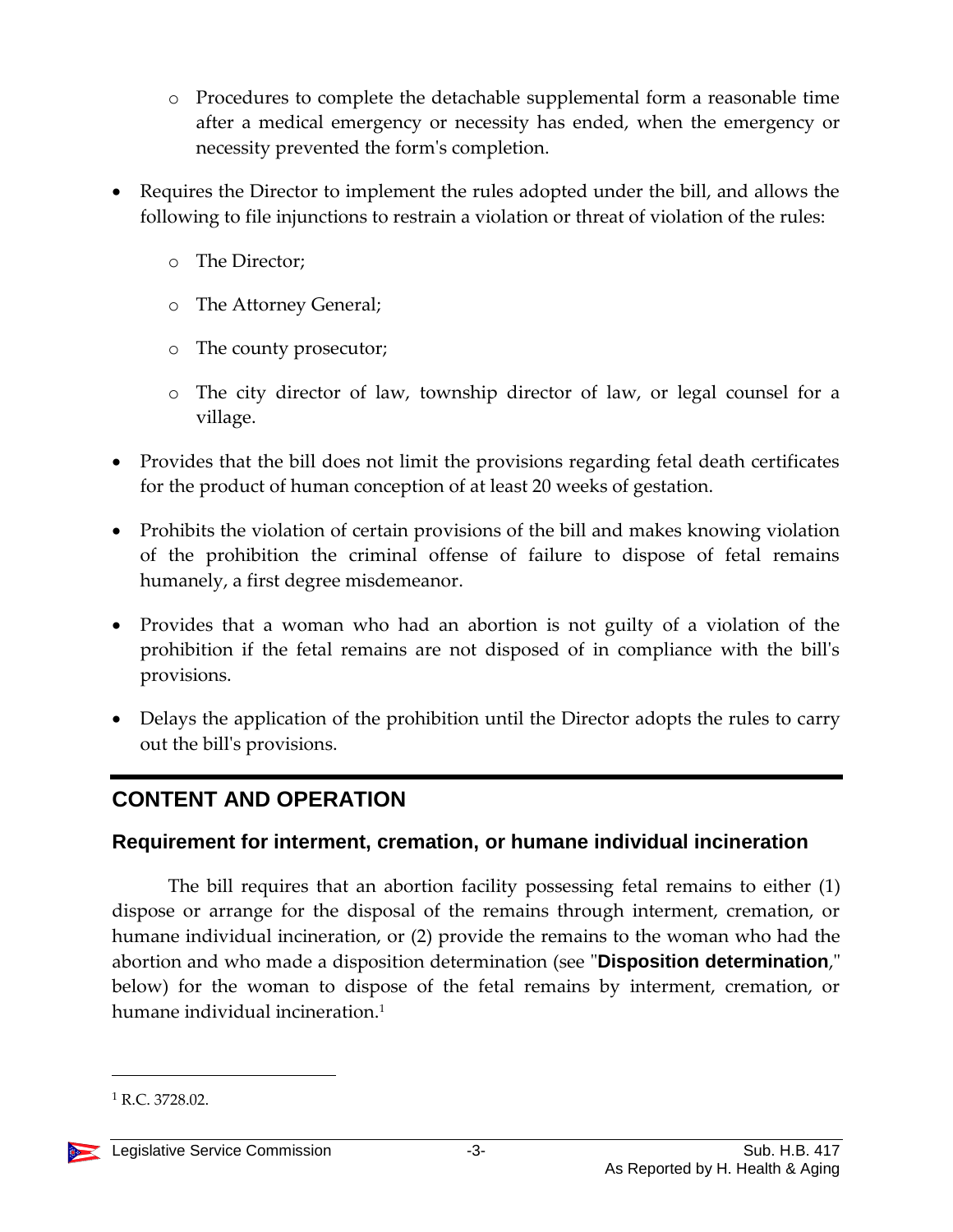- Procedures to complete the detachable supplemental form a reasonable time after a medical emergency or necessity has ended, when the emergency or necessity prevented the form's completion.

- Requires the Director to implement the rules adopted under the bill, and allows the following to file injunctions to restrain a violation or threat of violation of the rules:
  - The Director;
  - The Attorney General;
  - The county prosecutor;
  - The city director of law, township director of law, or legal counsel for a village.

- Provides that the bill does not limit the provisions regarding fetal death certificates for the product of human conception of at least 20 weeks of gestation.

- Prohibits the violation of certain provisions of the bill and makes knowing violation of the prohibition the criminal offense of failure to dispose of fetal remains humanely, a first degree misdemeanor.

- Provides that a woman who had an abortion is not guilty of a violation of the prohibition if the fetal remains are not disposed of in compliance with the bill's provisions.

- Delays the application of the prohibition until the Director adopts the rules to carry out the bill's provisions.

## CONTENT AND OPERATION

### Requirement for interment, cremation, or humane individual incineration

The bill requires that an abortion facility possessing fetal remains to either (1) dispose or arrange for the disposal of the remains through interment, cremation, or humane individual incineration, or (2) provide the remains to the woman who had the abortion and who made a disposition determination (see "**Disposition determination**," below) for the woman to dispose of the fetal remains by interment, cremation, or humane individual incineration.[1]

---

[1] R.C. 3728.02.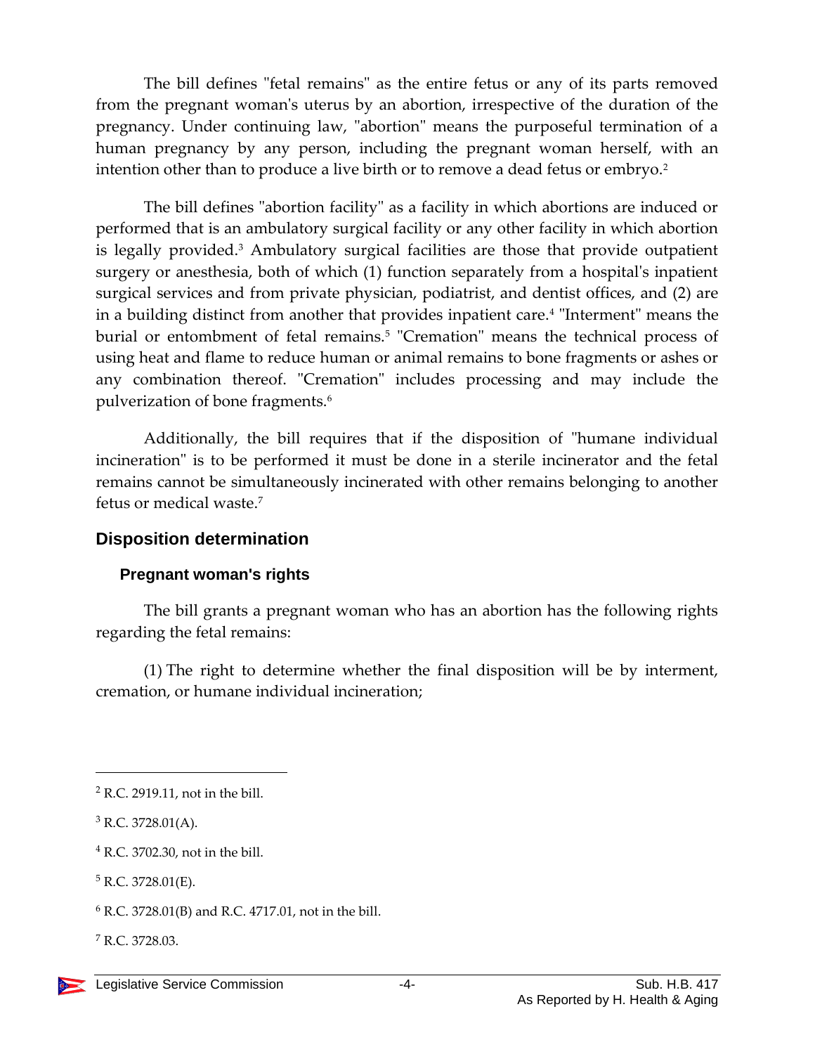The bill defines "fetal remains" as the entire fetus or any of its parts removed from the pregnant woman's uterus by an abortion, irrespective of the duration of the pregnancy. Under continuing law, "abortion" means the purposeful termination of a human pregnancy by any person, including the pregnant woman herself, with an intention other than to produce a live birth or to remove a dead fetus or embryo.[2]

The bill defines "abortion facility" as a facility in which abortions are induced or performed that is an ambulatory surgical facility or any other facility in which abortion is legally provided.[3] Ambulatory surgical facilities are those that provide outpatient surgery or anesthesia, both of which (1) function separately from a hospital's inpatient surgical services and from private physician, podiatrist, and dentist offices, and (2) are in a building distinct from another that provides inpatient care.[4] "Interment" means the burial or entombment of fetal remains.[5] "Cremation" means the technical process of using heat and flame to reduce human or animal remains to bone fragments or ashes or any combination thereof. "Cremation" includes processing and may include the pulverization of bone fragments.[6]

Additionally, the bill requires that if the disposition of "humane individual incineration" is to be performed it must be done in a sterile incinerator and the fetal remains cannot be simultaneously incinerated with other remains belonging to another fetus or medical waste.[7]

## Disposition determination

### Pregnant woman's rights

The bill grants a pregnant woman who has an abortion has the following rights regarding the fetal remains:

(1) The right to determine whether the final disposition will be by interment, cremation, or humane individual incineration;

---

[2] R.C. 2919.11, not in the bill.

[3] R.C. 3728.01(A).

[4] R.C. 3702.30, not in the bill.

[5] R.C. 3728.01(E).

[6] R.C. 3728.01(B) and R.C. 4717.01, not in the bill.

[7] R.C. 3728.03.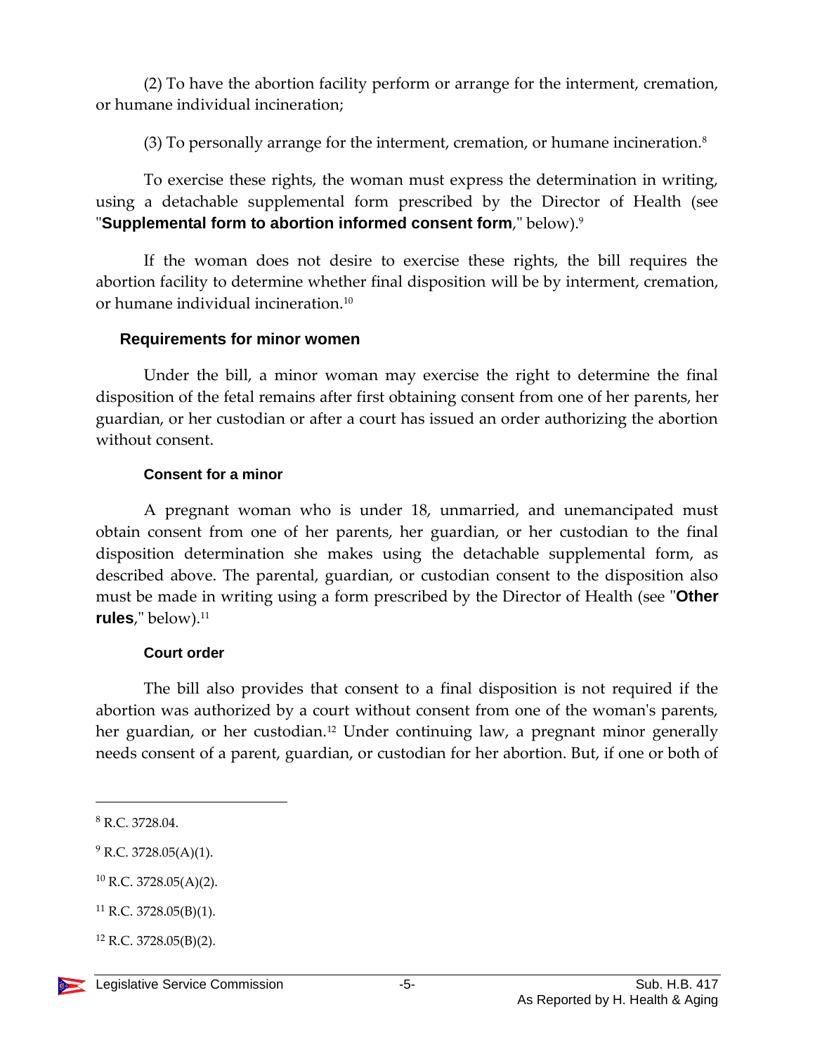(2) To have the abortion facility perform or arrange for the interment, cremation, or humane individual incineration;

(3) To personally arrange for the interment, cremation, or humane incineration.[8]

To exercise these rights, the woman must express the determination in writing, using a detachable supplemental form prescribed by the Director of Health (see "**Supplemental form to abortion informed consent form**," below).[9]

If the woman does not desire to exercise these rights, the bill requires the abortion facility to determine whether final disposition will be by interment, cremation, or humane individual incineration.[10]

### Requirements for minor women

Under the bill, a minor woman may exercise the right to determine the final disposition of the fetal remains after first obtaining consent from one of her parents, her guardian, or her custodian or after a court has issued an order authorizing the abortion without consent.

#### Consent for a minor

A pregnant woman who is under 18, unmarried, and unemancipated must obtain consent from one of her parents, her guardian, or her custodian to the final disposition determination she makes using the detachable supplemental form, as described above. The parental, guardian, or custodian consent to the disposition also must be made in writing using a form prescribed by the Director of Health (see "**Other rules**," below).[11]

#### Court order

The bill also provides that consent to a final disposition is not required if the abortion was authorized by a court without consent from one of the woman's parents, her guardian, or her custodian.[12] Under continuing law, a pregnant minor generally needs consent of a parent, guardian, or custodian for her abortion. But, if one or both of

---

[8] R.C. 3728.04.

[9] R.C. 3728.05(A)(1).

[10] R.C. 3728.05(A)(2).

[11] R.C. 3728.05(B)(1).

[12] R.C. 3728.05(B)(2).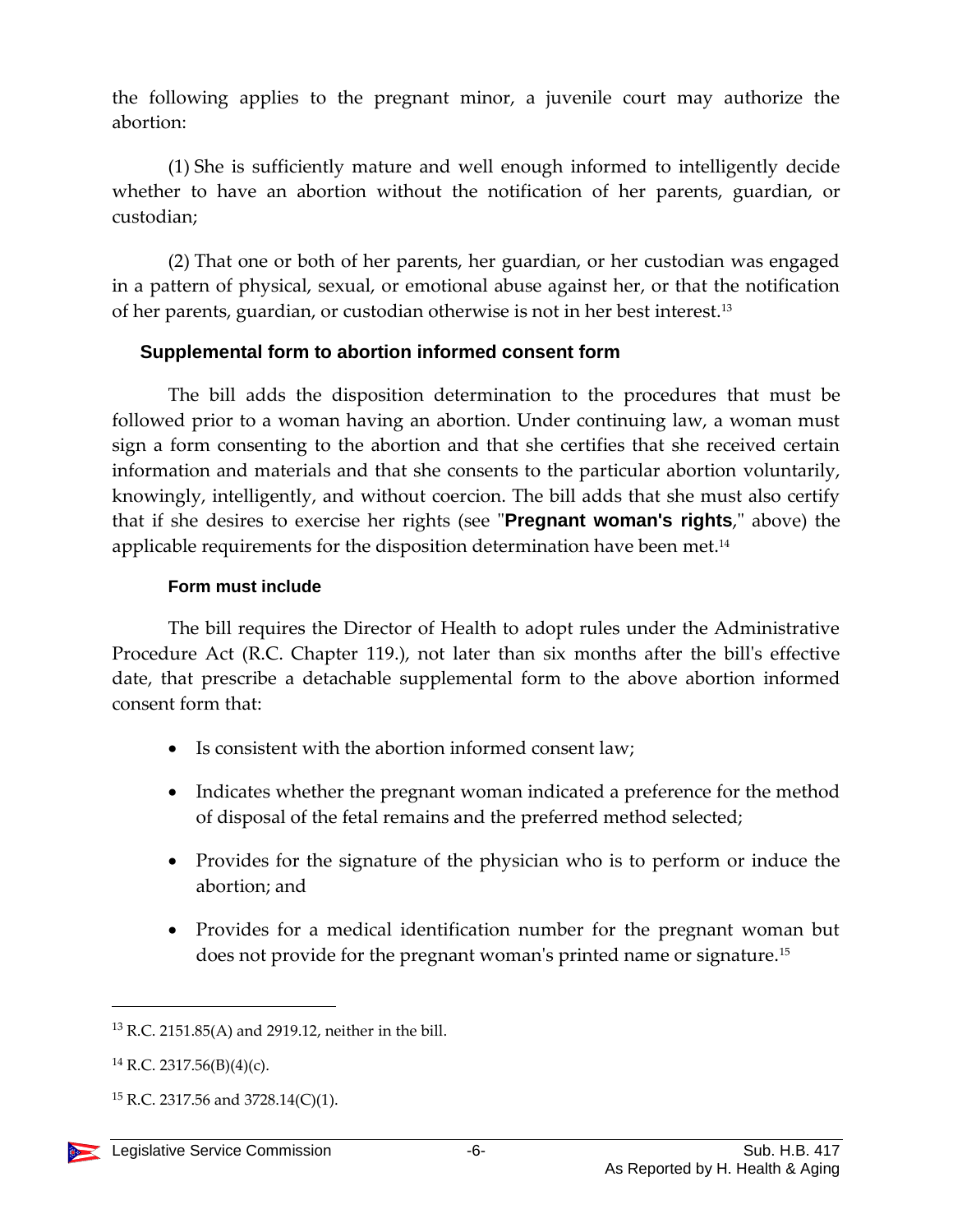the following applies to the pregnant minor, a juvenile court may authorize the abortion:

(1) She is sufficiently mature and well enough informed to intelligently decide whether to have an abortion without the notification of her parents, guardian, or custodian;

(2) That one or both of her parents, her guardian, or her custodian was engaged in a pattern of physical, sexual, or emotional abuse against her, or that the notification of her parents, guardian, or custodian otherwise is not in her best interest.[13]

## Supplemental form to abortion informed consent form

The bill adds the disposition determination to the procedures that must be followed prior to a woman having an abortion. Under continuing law, a woman must sign a form consenting to the abortion and that she certifies that she received certain information and materials and that she consents to the particular abortion voluntarily, knowingly, intelligently, and without coercion. The bill adds that she must also certify that if she desires to exercise her rights (see "**Pregnant woman's rights**," above) the applicable requirements for the disposition determination have been met.[14]

### Form must include

The bill requires the Director of Health to adopt rules under the Administrative Procedure Act (R.C. Chapter 119.), not later than six months after the bill's effective date, that prescribe a detachable supplemental form to the above abortion informed consent form that:

- Is consistent with the abortion informed consent law;
- Indicates whether the pregnant woman indicated a preference for the method of disposal of the fetal remains and the preferred method selected;
- Provides for the signature of the physician who is to perform or induce the abortion; and
- Provides for a medical identification number for the pregnant woman but does not provide for the pregnant woman's printed name or signature.[15]

---

[13] R.C. 2151.85(A) and 2919.12, neither in the bill.

[14] R.C. 2317.56(B)(4)(c).

[15] R.C. 2317.56 and 3728.14(C)(1).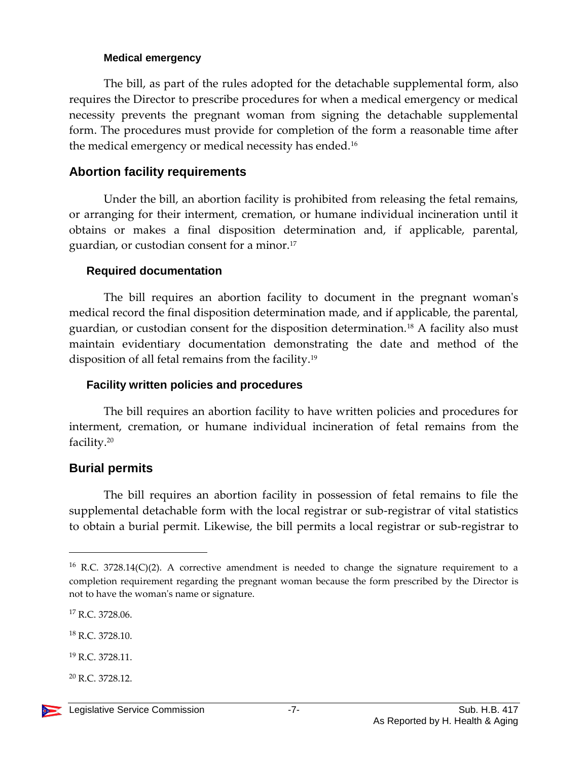#### Medical emergency

The bill, as part of the rules adopted for the detachable supplemental form, also requires the Director to prescribe procedures for when a medical emergency or medical necessity prevents the pregnant woman from signing the detachable supplemental form. The procedures must provide for completion of the form a reasonable time after the medical emergency or medical necessity has ended.[16]

### Abortion facility requirements

Under the bill, an abortion facility is prohibited from releasing the fetal remains, or arranging for their interment, cremation, or humane individual incineration until it obtains or makes a final disposition determination and, if applicable, parental, guardian, or custodian consent for a minor.[17]

#### Required documentation

The bill requires an abortion facility to document in the pregnant woman's medical record the final disposition determination made, and if applicable, the parental, guardian, or custodian consent for the disposition determination.[18] A facility also must maintain evidentiary documentation demonstrating the date and method of the disposition of all fetal remains from the facility.[19]

#### Facility written policies and procedures

The bill requires an abortion facility to have written policies and procedures for interment, cremation, or humane individual incineration of fetal remains from the facility.[20]

### Burial permits

The bill requires an abortion facility in possession of fetal remains to file the supplemental detachable form with the local registrar or sub-registrar of vital statistics to obtain a burial permit. Likewise, the bill permits a local registrar or sub-registrar to

---

[16] R.C. 3728.14(C)(2). A corrective amendment is needed to change the signature requirement to a completion requirement regarding the pregnant woman because the form prescribed by the Director is not to have the woman's name or signature.

[17] R.C. 3728.06.

[18] R.C. 3728.10.

[19] R.C. 3728.11.

[20] R.C. 3728.12.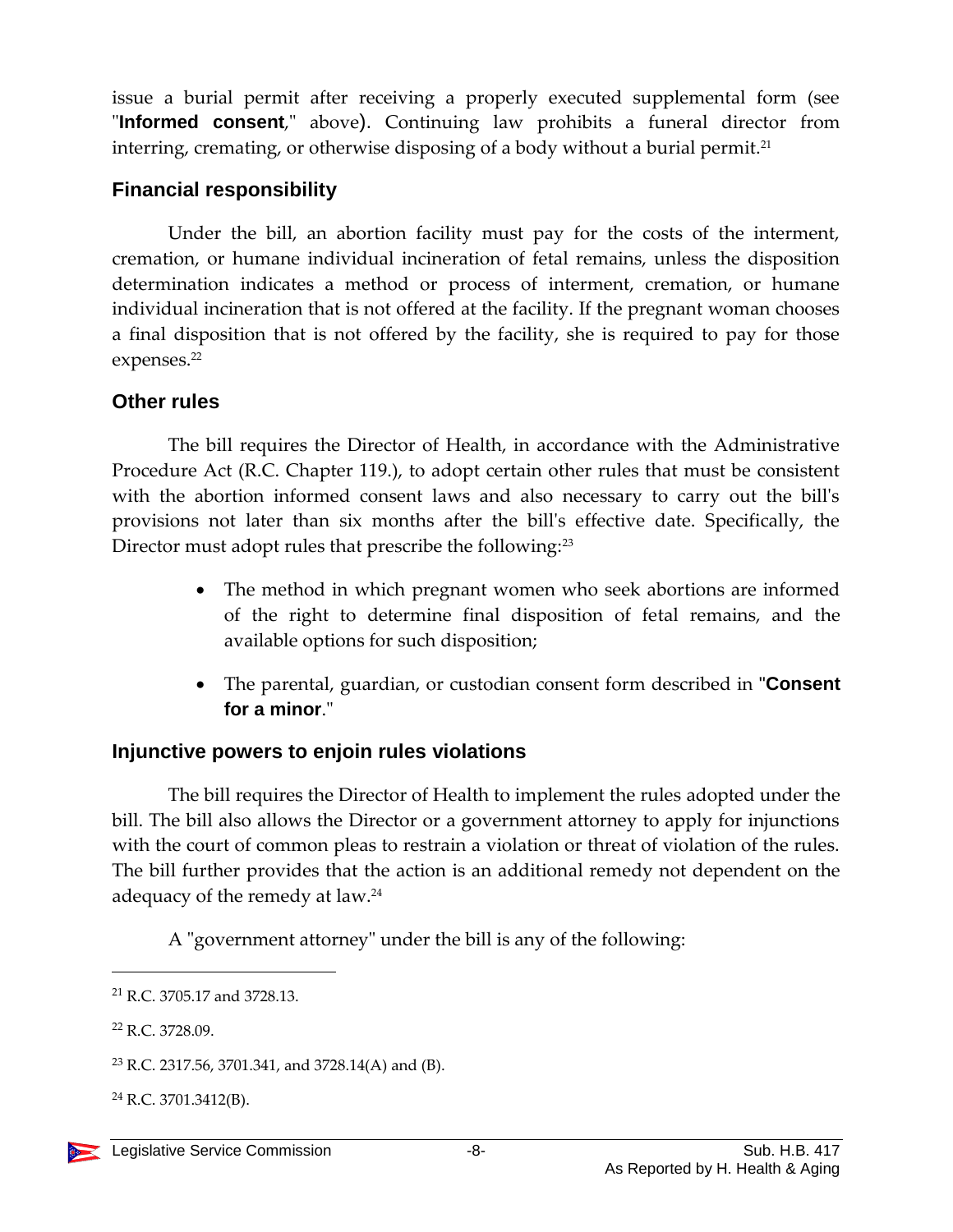issue a burial permit after receiving a properly executed supplemental form (see "**Informed consent**," above). Continuing law prohibits a funeral director from interring, cremating, or otherwise disposing of a body without a burial permit.[21]

### Financial responsibility

Under the bill, an abortion facility must pay for the costs of the interment, cremation, or humane individual incineration of fetal remains, unless the disposition determination indicates a method or process of interment, cremation, or humane individual incineration that is not offered at the facility. If the pregnant woman chooses a final disposition that is not offered by the facility, she is required to pay for those expenses.[22]

### Other rules

The bill requires the Director of Health, in accordance with the Administrative Procedure Act (R.C. Chapter 119.), to adopt certain other rules that must be consistent with the abortion informed consent laws and also necessary to carry out the bill's provisions not later than six months after the bill's effective date. Specifically, the Director must adopt rules that prescribe the following:[23]

- The method in which pregnant women who seek abortions are informed of the right to determine final disposition of fetal remains, and the available options for such disposition;
- The parental, guardian, or custodian consent form described in "**Consent for a minor**."

### Injunctive powers to enjoin rules violations

The bill requires the Director of Health to implement the rules adopted under the bill. The bill also allows the Director or a government attorney to apply for injunctions with the court of common pleas to restrain a violation or threat of violation of the rules. The bill further provides that the action is an additional remedy not dependent on the adequacy of the remedy at law.[24]

A "government attorney" under the bill is any of the following:

---

[21] R.C. 3705.17 and 3728.13.

[22] R.C. 3728.09.

[23] R.C. 2317.56, 3701.341, and 3728.14(A) and (B).

[24] R.C. 3701.3412(B).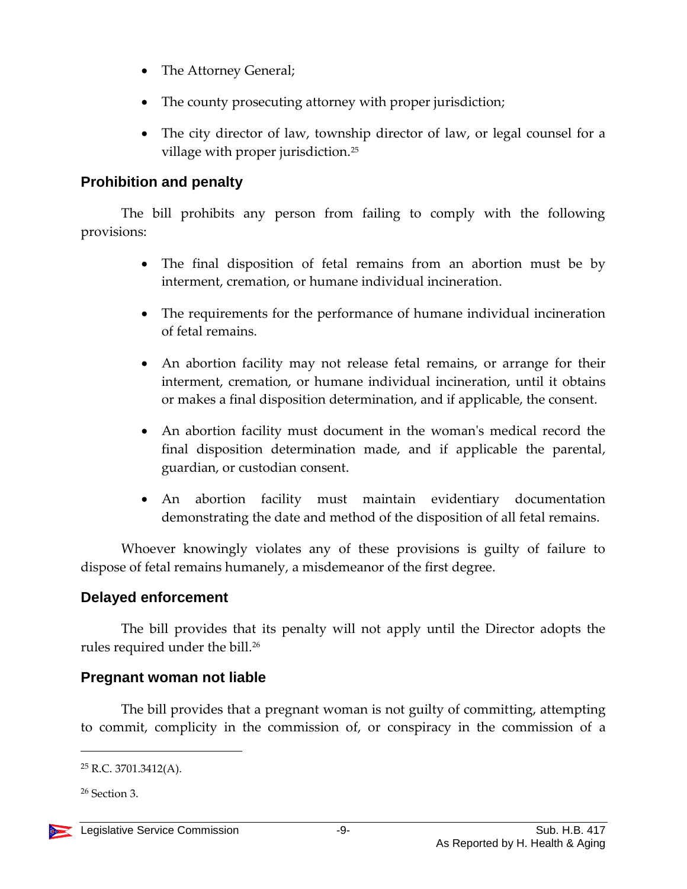- The Attorney General;
- The county prosecuting attorney with proper jurisdiction;
- The city director of law, township director of law, or legal counsel for a village with proper jurisdiction.[25]

## Prohibition and penalty

The bill prohibits any person from failing to comply with the following provisions:

- The final disposition of fetal remains from an abortion must be by interment, cremation, or humane individual incineration.
- The requirements for the performance of humane individual incineration of fetal remains.
- An abortion facility may not release fetal remains, or arrange for their interment, cremation, or humane individual incineration, until it obtains or makes a final disposition determination, and if applicable, the consent.
- An abortion facility must document in the woman's medical record the final disposition determination made, and if applicable the parental, guardian, or custodian consent.
- An abortion facility must maintain evidentiary documentation demonstrating the date and method of the disposition of all fetal remains.

Whoever knowingly violates any of these provisions is guilty of failure to dispose of fetal remains humanely, a misdemeanor of the first degree.

## Delayed enforcement

The bill provides that its penalty will not apply until the Director adopts the rules required under the bill.[26]

## Pregnant woman not liable

The bill provides that a pregnant woman is not guilty of committing, attempting to commit, complicity in the commission of, or conspiracy in the commission of a

---

[25] R.C. 3701.3412(A).

[26] Section 3.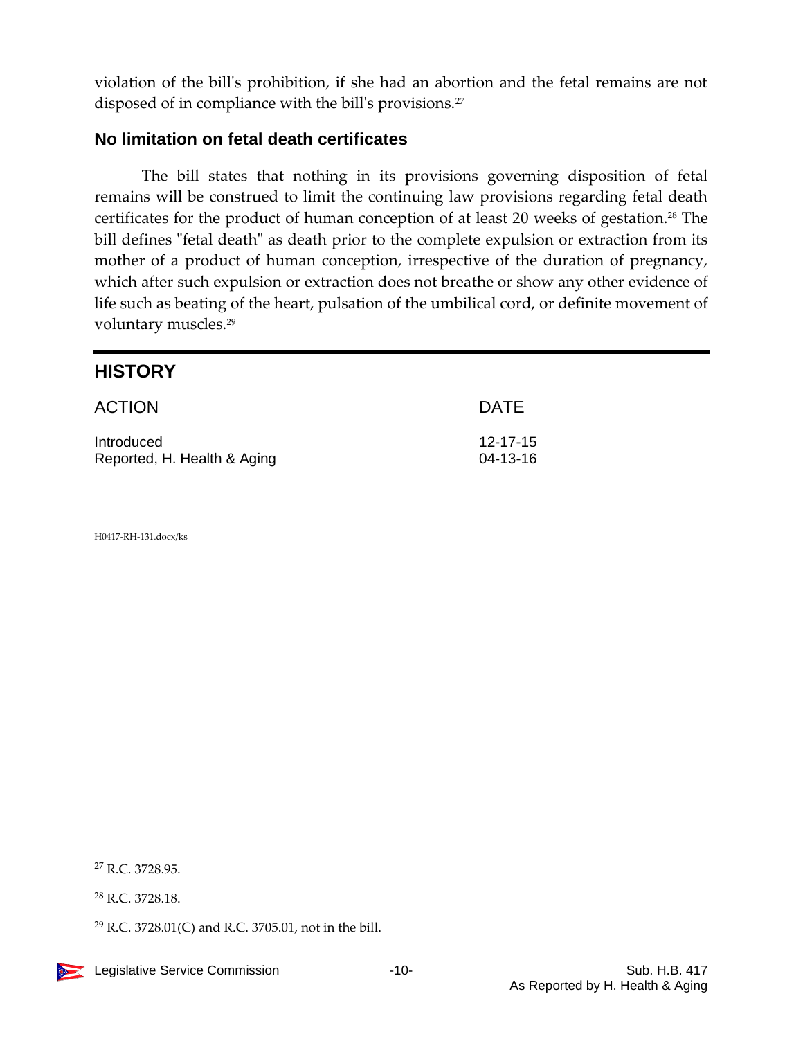violation of the bill's prohibition, if she had an abortion and the fetal remains are not disposed of in compliance with the bill's provisions.[27]

### No limitation on fetal death certificates

The bill states that nothing in its provisions governing disposition of fetal remains will be construed to limit the continuing law provisions regarding fetal death certificates for the product of human conception of at least 20 weeks of gestation.[28] The bill defines "fetal death" as death prior to the complete expulsion or extraction from its mother of a product of human conception, irrespective of the duration of pregnancy, which after such expulsion or extraction does not breathe or show any other evidence of life such as beating of the heart, pulsation of the umbilical cord, or definite movement of voluntary muscles.[29]

## HISTORY

| ACTION | DATE |
|---|---|
| Introduced | 12-17-15 |
| Reported, H. Health & Aging | 04-13-16 |

H0417-RH-131.docx/ks

---

[27] R.C. 3728.95.

[28] R.C. 3728.18.

[29] R.C. 3728.01(C) and R.C. 3705.01, not in the bill.